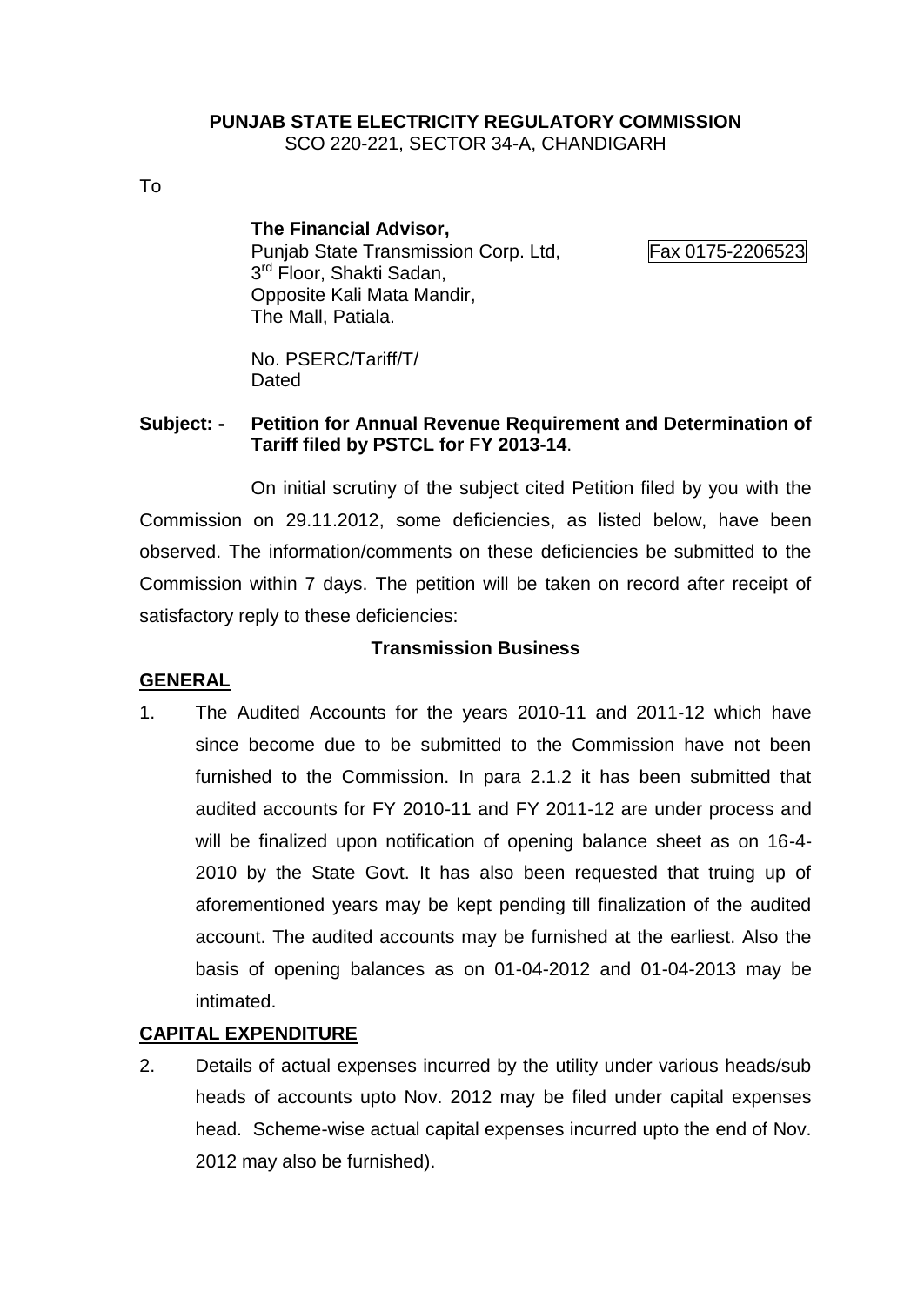**PUNJAB STATE ELECTRICITY REGULATORY COMMISSION**
SCO 220-221, SECTOR 34-A, CHANDIGARH

To

**The Financial Advisor,**
Punjab State Transmission Corp. Ltd, Fax 0175-2206523
3rd Floor, Shakti Sadan,
Opposite Kali Mata Mandir,
The Mall, Patiala.

No. PSERC/Tariff/T/
Dated

**Subject: - Petition for Annual Revenue Requirement and Determination of Tariff filed by PSTCL for FY 2013-14**.

On initial scrutiny of the subject cited Petition filed by you with the Commission on 29.11.2012, some deficiencies, as listed below, have been observed. The information/comments on these deficiencies be submitted to the Commission within 7 days. The petition will be taken on record after receipt of satisfactory reply to these deficiencies:

**Transmission Business**

**GENERAL**

1. The Audited Accounts for the years 2010-11 and 2011-12 which have since become due to be submitted to the Commission have not been furnished to the Commission. In para 2.1.2 it has been submitted that audited accounts for FY 2010-11 and FY 2011-12 are under process and will be finalized upon notification of opening balance sheet as on 16-4-2010 by the State Govt. It has also been requested that truing up of aforementioned years may be kept pending till finalization of the audited account. The audited accounts may be furnished at the earliest. Also the basis of opening balances as on 01-04-2012 and 01-04-2013 may be intimated.

**CAPITAL EXPENDITURE**

2. Details of actual expenses incurred by the utility under various heads/sub heads of accounts upto Nov. 2012 may be filed under capital expenses head. Scheme-wise actual capital expenses incurred upto the end of Nov. 2012 may also be furnished).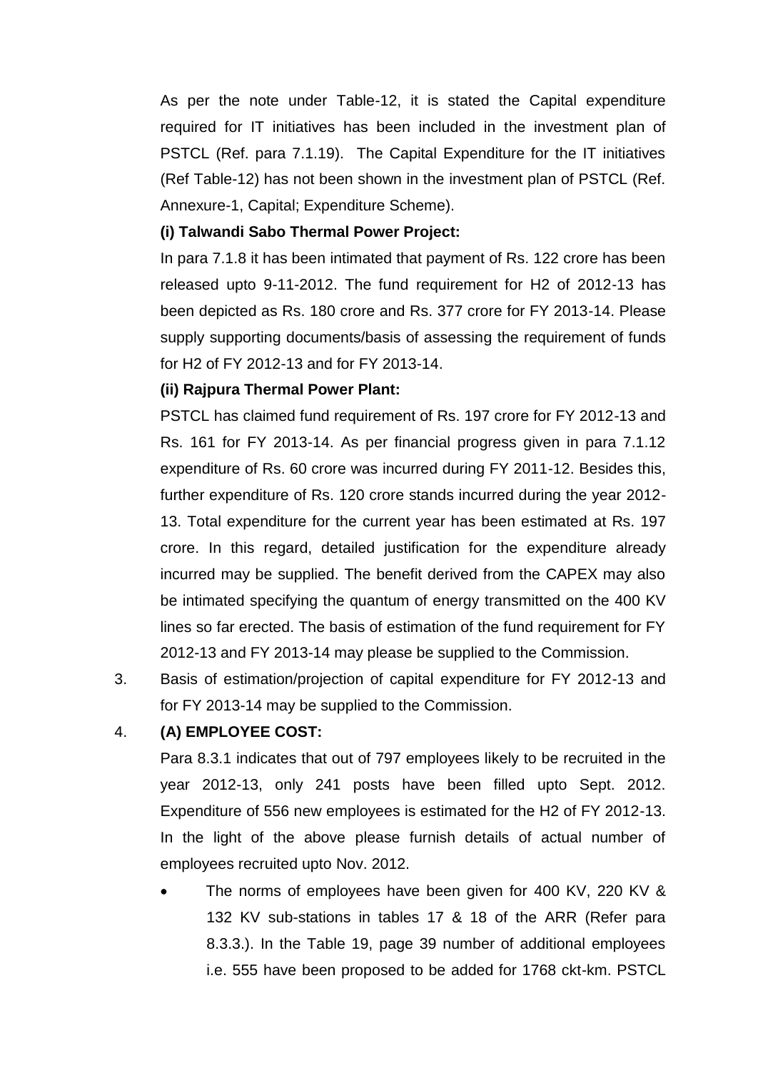As per the note under Table-12, it is stated the Capital expenditure required for IT initiatives has been included in the investment plan of PSTCL (Ref. para 7.1.19). The Capital Expenditure for the IT initiatives (Ref Table-12) has not been shown in the investment plan of PSTCL (Ref. Annexure-1, Capital; Expenditure Scheme).

**(i) Talwandi Sabo Thermal Power Project:**

In para 7.1.8 it has been intimated that payment of Rs. 122 crore has been released upto 9-11-2012. The fund requirement for H2 of 2012-13 has been depicted as Rs. 180 crore and Rs. 377 crore for FY 2013-14. Please supply supporting documents/basis of assessing the requirement of funds for H2 of FY 2012-13 and for FY 2013-14.

**(ii) Rajpura Thermal Power Plant:**

PSTCL has claimed fund requirement of Rs. 197 crore for FY 2012-13 and Rs. 161 for FY 2013-14. As per financial progress given in para 7.1.12 expenditure of Rs. 60 crore was incurred during FY 2011-12. Besides this, further expenditure of Rs. 120 crore stands incurred during the year 2012-13. Total expenditure for the current year has been estimated at Rs. 197 crore. In this regard, detailed justification for the expenditure already incurred may be supplied. The benefit derived from the CAPEX may also be intimated specifying the quantum of energy transmitted on the 400 KV lines so far erected. The basis of estimation of the fund requirement for FY 2012-13 and FY 2013-14 may please be supplied to the Commission.

3. Basis of estimation/projection of capital expenditure for FY 2012-13 and for FY 2013-14 may be supplied to the Commission.

4. **(A) EMPLOYEE COST:**

   Para 8.3.1 indicates that out of 797 employees likely to be recruited in the year 2012-13, only 241 posts have been filled upto Sept. 2012. Expenditure of 556 new employees is estimated for the H2 of FY 2012-13. In the light of the above please furnish details of actual number of employees recruited upto Nov. 2012.

   - The norms of employees have been given for 400 KV, 220 KV & 132 KV sub-stations in tables 17 & 18 of the ARR (Refer para 8.3.3.). In the Table 19, page 39 number of additional employees i.e. 555 have been proposed to be added for 1768 ckt-km. PSTCL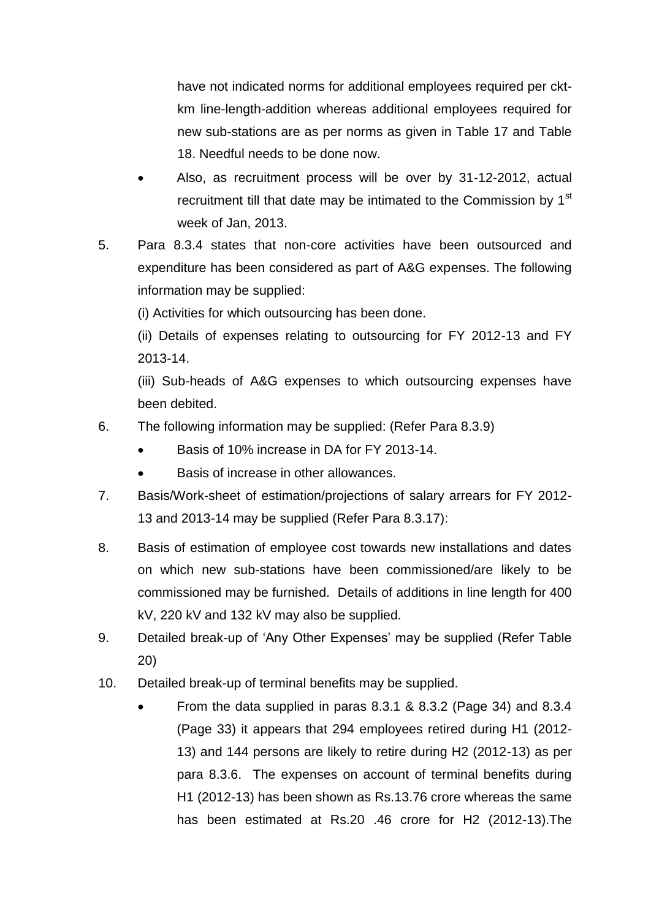have not indicated norms for additional employees required per ckt-km line-length-addition whereas additional employees required for new sub-stations are as per norms as given in Table 17 and Table 18. Needful needs to be done now.

- Also, as recruitment process will be over by 31-12-2012, actual recruitment till that date may be intimated to the Commission by 1st week of Jan, 2013.

5. Para 8.3.4 states that non-core activities have been outsourced and expenditure has been considered as part of A&G expenses. The following information may be supplied:

   (i) Activities for which outsourcing has been done.

   (ii) Details of expenses relating to outsourcing for FY 2012-13 and FY 2013-14.

   (iii) Sub-heads of A&G expenses to which outsourcing expenses have been debited.

6. The following information may be supplied: (Refer Para 8.3.9)
   - Basis of 10% increase in DA for FY 2013-14.
   - Basis of increase in other allowances.

7. Basis/Work-sheet of estimation/projections of salary arrears for FY 2012-13 and 2013-14 may be supplied (Refer Para 8.3.17):

8. Basis of estimation of employee cost towards new installations and dates on which new sub-stations have been commissioned/are likely to be commissioned may be furnished. Details of additions in line length for 400 kV, 220 kV and 132 kV may also be supplied.

9. Detailed break-up of 'Any Other Expenses' may be supplied (Refer Table 20)

10. Detailed break-up of terminal benefits may be supplied.
    - From the data supplied in paras 8.3.1 & 8.3.2 (Page 34) and 8.3.4 (Page 33) it appears that 294 employees retired during H1 (2012-13) and 144 persons are likely to retire during H2 (2012-13) as per para 8.3.6. The expenses on account of terminal benefits during H1 (2012-13) has been shown as Rs.13.76 crore whereas the same has been estimated at Rs.20 .46 crore for H2 (2012-13).The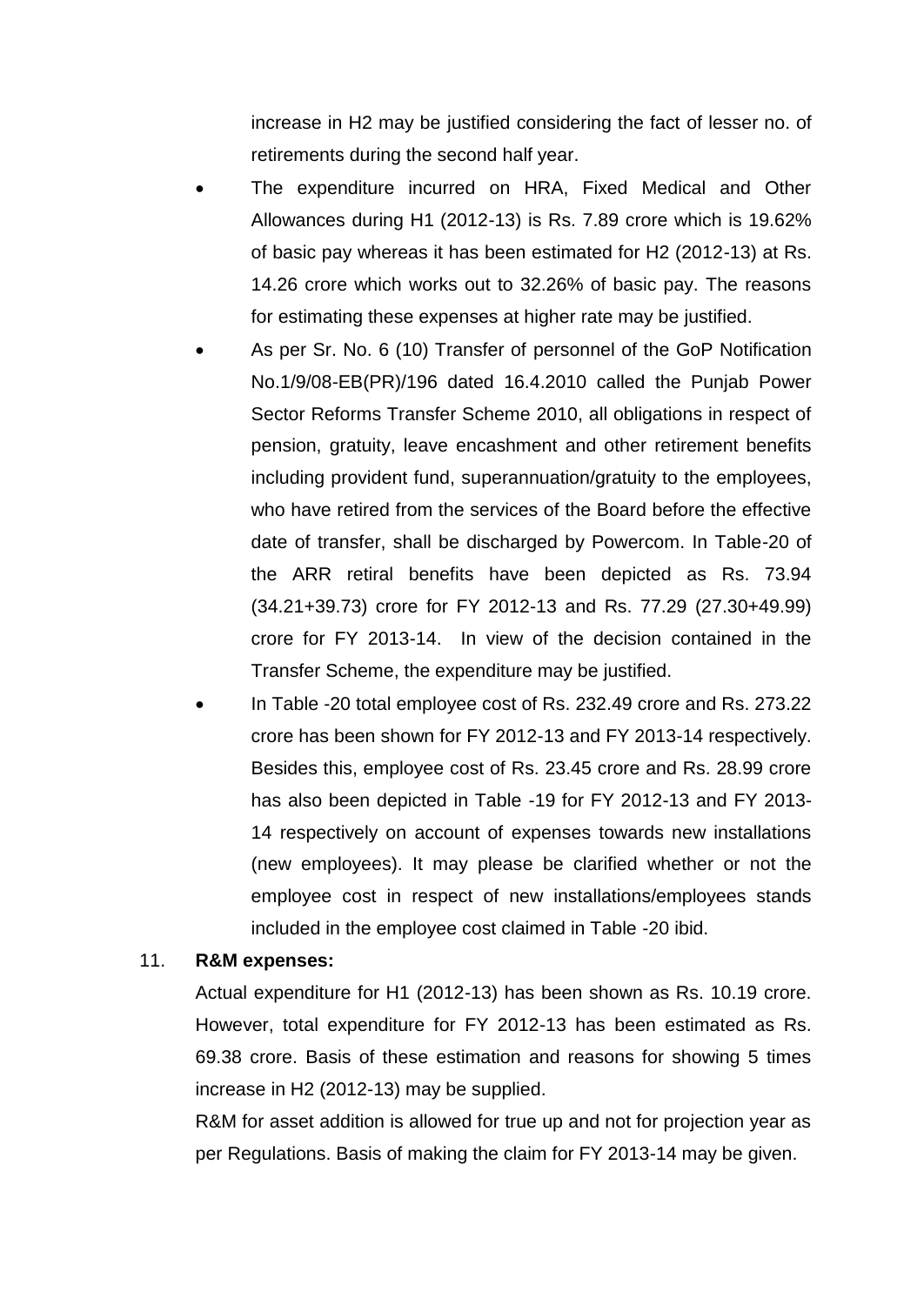increase in H2 may be justified considering the fact of lesser no. of retirements during the second half year.

- The expenditure incurred on HRA, Fixed Medical and Other Allowances during H1 (2012-13) is Rs. 7.89 crore which is 19.62% of basic pay whereas it has been estimated for H2 (2012-13) at Rs. 14.26 crore which works out to 32.26% of basic pay. The reasons for estimating these expenses at higher rate may be justified.
- As per Sr. No. 6 (10) Transfer of personnel of the GoP Notification No.1/9/08-EB(PR)/196 dated 16.4.2010 called the Punjab Power Sector Reforms Transfer Scheme 2010, all obligations in respect of pension, gratuity, leave encashment and other retirement benefits including provident fund, superannuation/gratuity to the employees, who have retired from the services of the Board before the effective date of transfer, shall be discharged by Powercom. In Table-20 of the ARR retiral benefits have been depicted as Rs. 73.94 (34.21+39.73) crore for FY 2012-13 and Rs. 77.29 (27.30+49.99) crore for FY 2013-14. In view of the decision contained in the Transfer Scheme, the expenditure may be justified.
- In Table -20 total employee cost of Rs. 232.49 crore and Rs. 273.22 crore has been shown for FY 2012-13 and FY 2013-14 respectively. Besides this, employee cost of Rs. 23.45 crore and Rs. 28.99 crore has also been depicted in Table -19 for FY 2012-13 and FY 2013-14 respectively on account of expenses towards new installations (new employees). It may please be clarified whether or not the employee cost in respect of new installations/employees stands included in the employee cost claimed in Table -20 ibid.

11. **R&M expenses:**

Actual expenditure for H1 (2012-13) has been shown as Rs. 10.19 crore. However, total expenditure for FY 2012-13 has been estimated as Rs. 69.38 crore. Basis of these estimation and reasons for showing 5 times increase in H2 (2012-13) may be supplied.

R&M for asset addition is allowed for true up and not for projection year as per Regulations. Basis of making the claim for FY 2013-14 may be given.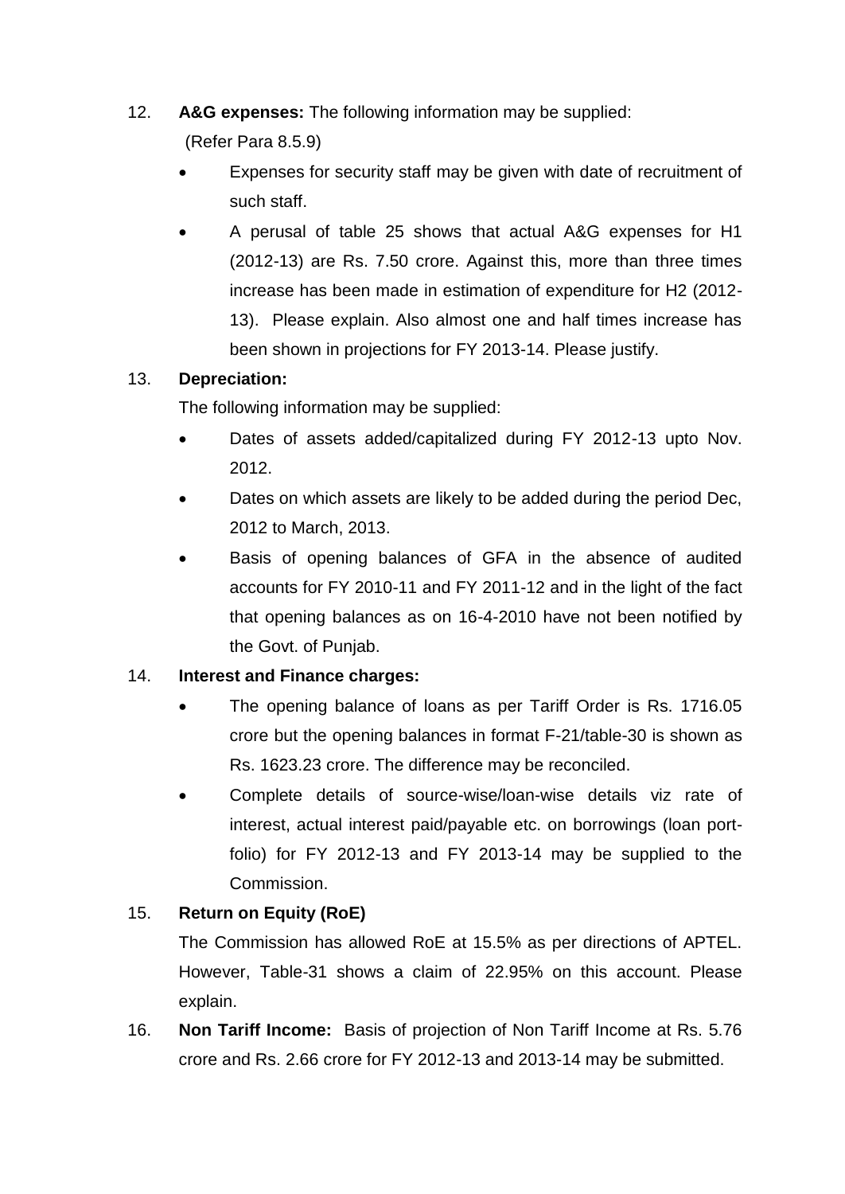12. **A&G expenses:** The following information may be supplied:
    (Refer Para 8.5.9)

    - Expenses for security staff may be given with date of recruitment of such staff.
    - A perusal of table 25 shows that actual A&G expenses for H1 (2012-13) are Rs. 7.50 crore. Against this, more than three times increase has been made in estimation of expenditure for H2 (2012-13). Please explain. Also almost one and half times increase has been shown in projections for FY 2013-14. Please justify.

13. **Depreciation:**

    The following information may be supplied:

    - Dates of assets added/capitalized during FY 2012-13 upto Nov. 2012.
    - Dates on which assets are likely to be added during the period Dec, 2012 to March, 2013.
    - Basis of opening balances of GFA in the absence of audited accounts for FY 2010-11 and FY 2011-12 and in the light of the fact that opening balances as on 16-4-2010 have not been notified by the Govt. of Punjab.

14. **Interest and Finance charges:**

    - The opening balance of loans as per Tariff Order is Rs. 1716.05 crore but the opening balances in format F-21/table-30 is shown as Rs. 1623.23 crore. The difference may be reconciled.
    - Complete details of source-wise/loan-wise details viz rate of interest, actual interest paid/payable etc. on borrowings (loan port-folio) for FY 2012-13 and FY 2013-14 may be supplied to the Commission.

15. **Return on Equity (RoE)**

    The Commission has allowed RoE at 15.5% as per directions of APTEL. However, Table-31 shows a claim of 22.95% on this account. Please explain.

16. **Non Tariff Income:** Basis of projection of Non Tariff Income at Rs. 5.76 crore and Rs. 2.66 crore for FY 2012-13 and 2013-14 may be submitted.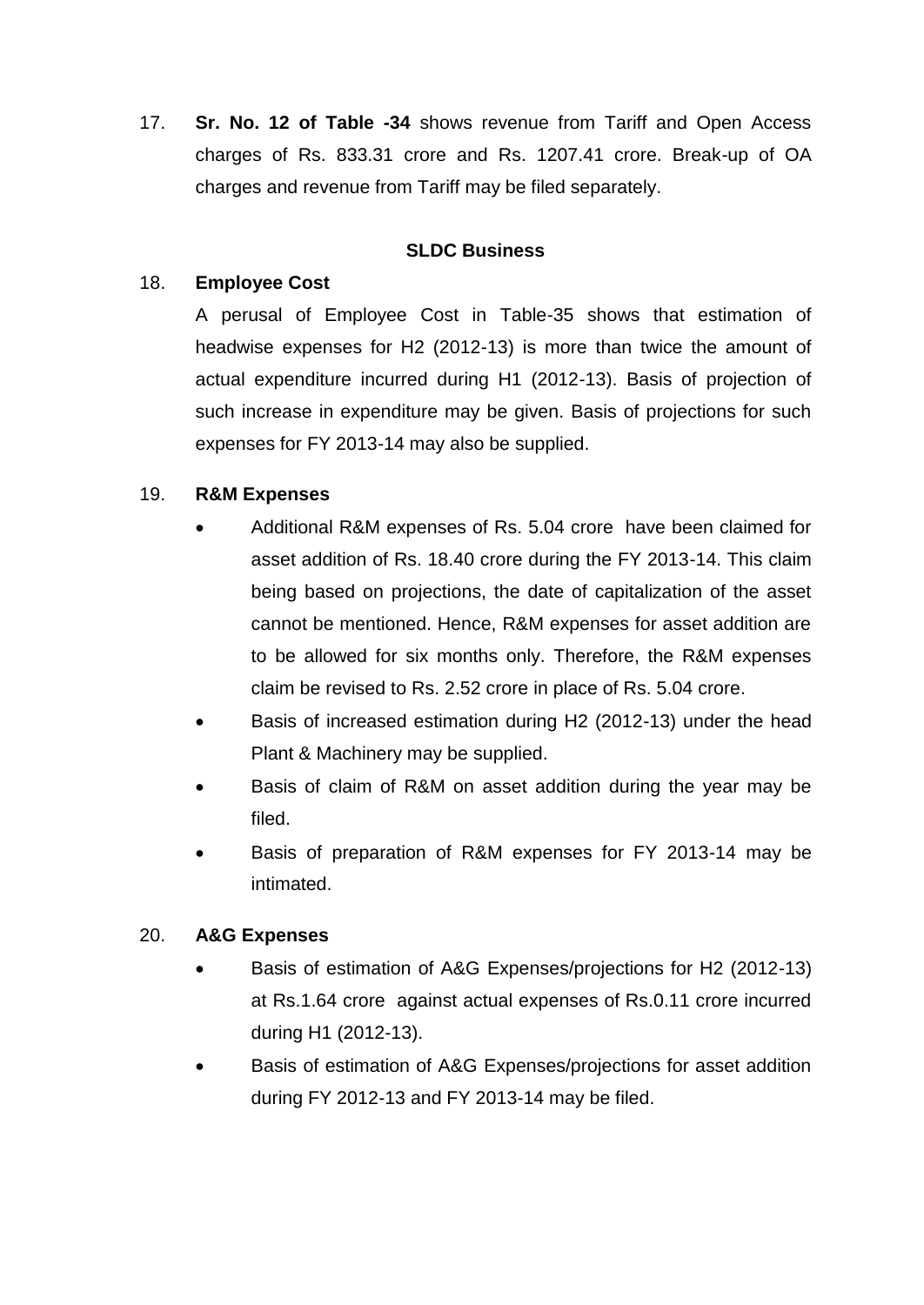17. **Sr. No. 12 of Table -34** shows revenue from Tariff and Open Access charges of Rs. 833.31 crore and Rs. 1207.41 crore. Break-up of OA charges and revenue from Tariff may be filed separately.

**SLDC Business**

18. **Employee Cost**

    A perusal of Employee Cost in Table-35 shows that estimation of headwise expenses for H2 (2012-13) is more than twice the amount of actual expenditure incurred during H1 (2012-13). Basis of projection of such increase in expenditure may be given. Basis of projections for such expenses for FY 2013-14 may also be supplied.

19. **R&M Expenses**

    - Additional R&M expenses of Rs. 5.04 crore have been claimed for asset addition of Rs. 18.40 crore during the FY 2013-14. This claim being based on projections, the date of capitalization of the asset cannot be mentioned. Hence, R&M expenses for asset addition are to be allowed for six months only. Therefore, the R&M expenses claim be revised to Rs. 2.52 crore in place of Rs. 5.04 crore.
    - Basis of increased estimation during H2 (2012-13) under the head Plant & Machinery may be supplied.
    - Basis of claim of R&M on asset addition during the year may be filed.
    - Basis of preparation of R&M expenses for FY 2013-14 may be intimated.

20. **A&G Expenses**

    - Basis of estimation of A&G Expenses/projections for H2 (2012-13) at Rs.1.64 crore against actual expenses of Rs.0.11 crore incurred during H1 (2012-13).
    - Basis of estimation of A&G Expenses/projections for asset addition during FY 2012-13 and FY 2013-14 may be filed.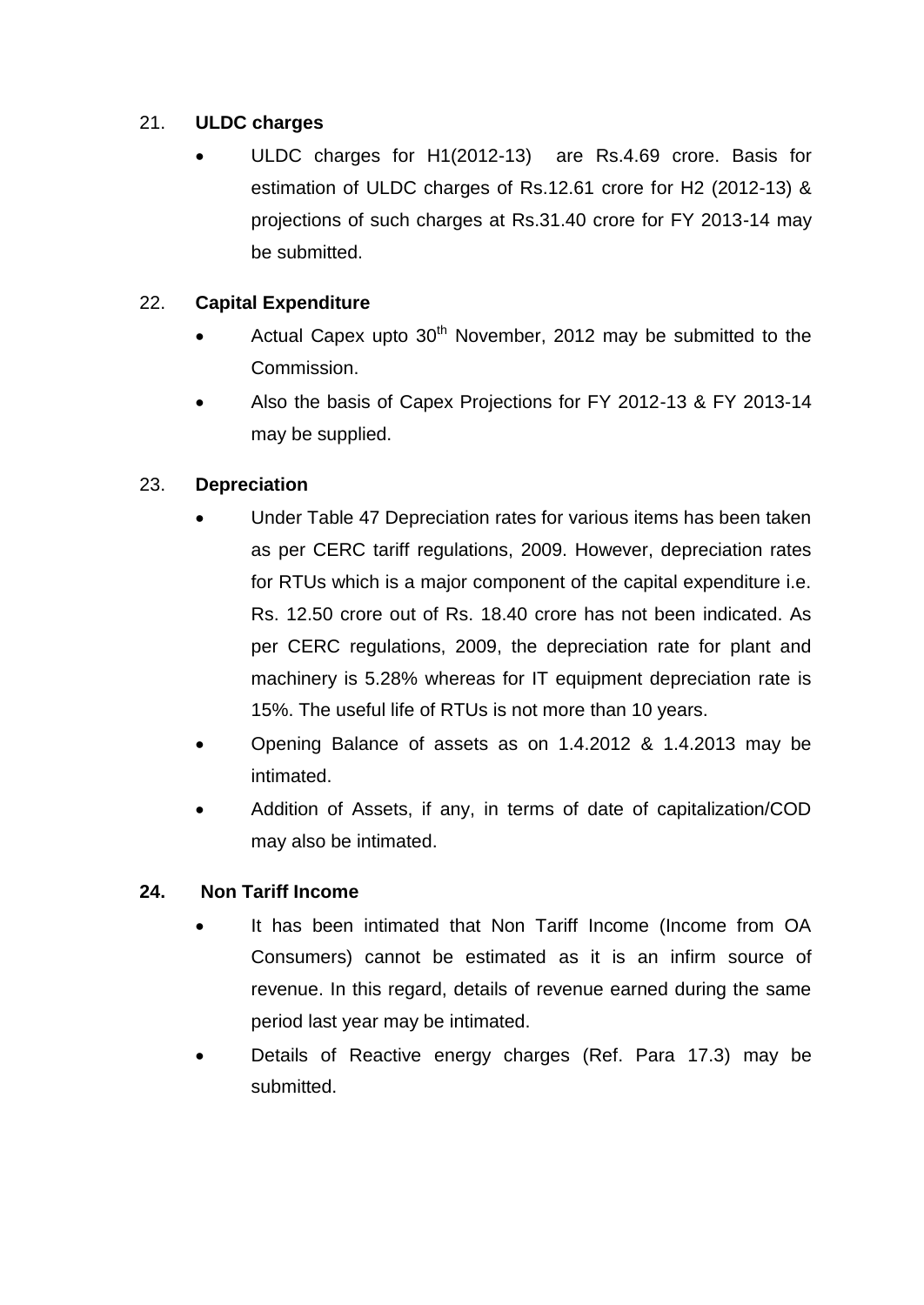21. **ULDC charges**

- ULDC charges for H1(2012-13) are Rs.4.69 crore. Basis for estimation of ULDC charges of Rs.12.61 crore for H2 (2012-13) & projections of such charges at Rs.31.40 crore for FY 2013-14 may be submitted.

22. **Capital Expenditure**

- Actual Capex upto 30th November, 2012 may be submitted to the Commission.
- Also the basis of Capex Projections for FY 2012-13 & FY 2013-14 may be supplied.

23. **Depreciation**

- Under Table 47 Depreciation rates for various items has been taken as per CERC tariff regulations, 2009. However, depreciation rates for RTUs which is a major component of the capital expenditure i.e. Rs. 12.50 crore out of Rs. 18.40 crore has not been indicated. As per CERC regulations, 2009, the depreciation rate for plant and machinery is 5.28% whereas for IT equipment depreciation rate is 15%. The useful life of RTUs is not more than 10 years.
- Opening Balance of assets as on 1.4.2012 & 1.4.2013 may be intimated.
- Addition of Assets, if any, in terms of date of capitalization/COD may also be intimated.

**24. Non Tariff Income**

- It has been intimated that Non Tariff Income (Income from OA Consumers) cannot be estimated as it is an infirm source of revenue. In this regard, details of revenue earned during the same period last year may be intimated.
- Details of Reactive energy charges (Ref. Para 17.3) may be submitted.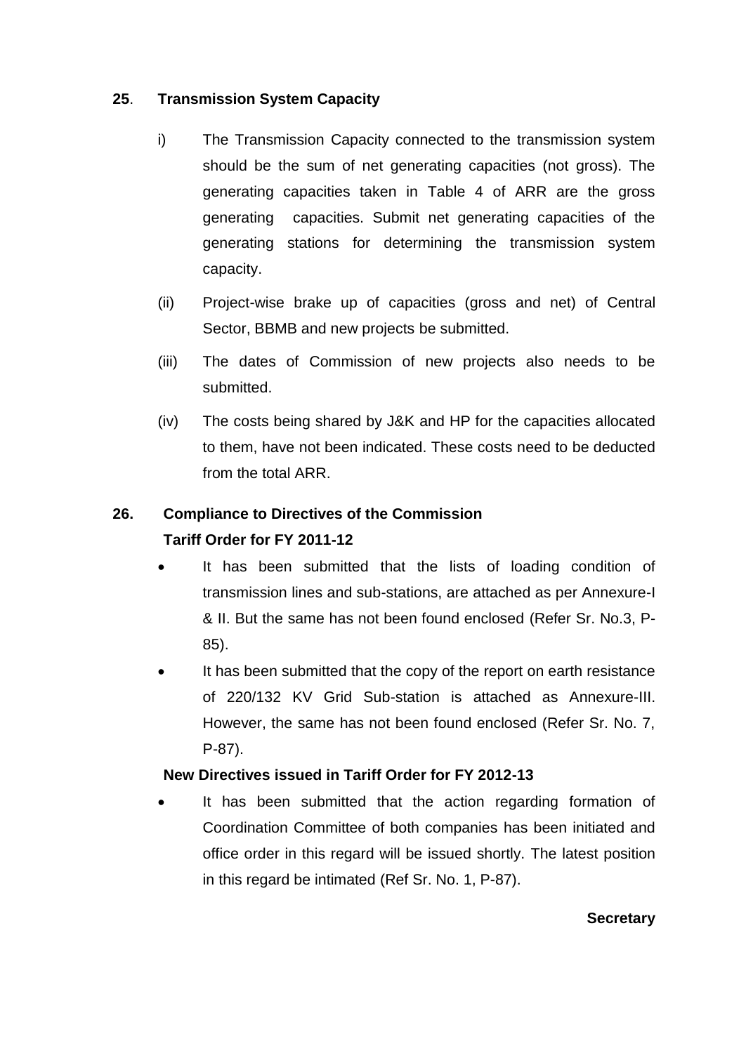**25**. **Transmission System Capacity**

i) The Transmission Capacity connected to the transmission system should be the sum of net generating capacities (not gross). The generating capacities taken in Table 4 of ARR are the gross generating capacities. Submit net generating capacities of the generating stations for determining the transmission system capacity.

(ii) Project-wise brake up of capacities (gross and net) of Central Sector, BBMB and new projects be submitted.

(iii) The dates of Commission of new projects also needs to be submitted.

(iv) The costs being shared by J&K and HP for the capacities allocated to them, have not been indicated. These costs need to be deducted from the total ARR.

**26. Compliance to Directives of the Commission**

**Tariff Order for FY 2011-12**

- It has been submitted that the lists of loading condition of transmission lines and sub-stations, are attached as per Annexure-I & II. But the same has not been found enclosed (Refer Sr. No.3, P-85).
- It has been submitted that the copy of the report on earth resistance of 220/132 KV Grid Sub-station is attached as Annexure-III. However, the same has not been found enclosed (Refer Sr. No. 7, P-87).

**New Directives issued in Tariff Order for FY 2012-13**

- It has been submitted that the action regarding formation of Coordination Committee of both companies has been initiated and office order in this regard will be issued shortly. The latest position in this regard be intimated (Ref Sr. No. 1, P-87).

**Secretary**